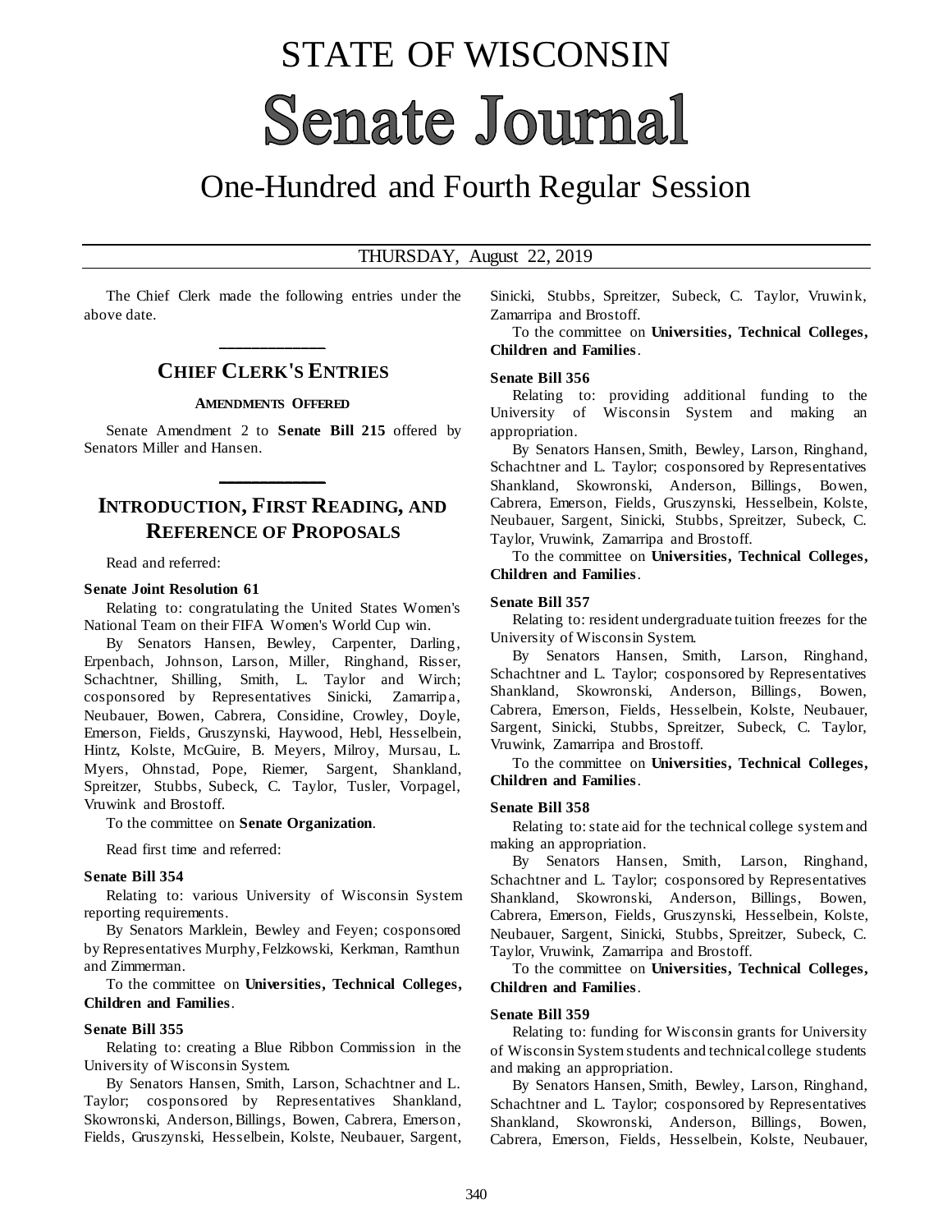# STATE OF WISCONSIN

# Senate Journal

## One-Hundred and Fourth Regular Session

THURSDAY, August 22, 2019

The Chief Clerk made the following entries under the above date.

## CHIEF CLERK'S ENTRIES

### AMENDMENTS OFFERED

Senate Amendment 2 to **Senate Bill 215** offered by Senators Miller and Hansen.

## INTRODUCTION, FIRST READING, AND REFERENCE OF PROPOSALS

Read and referred:

**Senate Joint Resolution 61**

Relating to: congratulating the United States Women's National Team on their FIFA Women's World Cup win.

By Senators Hansen, Bewley, Carpenter, Darling, Erpenbach, Johnson, Larson, Miller, Ringhand, Risser, Schachtner, Shilling, Smith, L. Taylor and Wirch; cosponsored by Representatives Sinicki, Zamarripa, Neubauer, Bowen, Cabrera, Considine, Crowley, Doyle, Emerson, Fields, Gruszynski, Haywood, Hebl, Hesselbein, Hintz, Kolste, McGuire, B. Meyers, Milroy, Mursau, L. Myers, Ohnstad, Pope, Riemer, Sargent, Shankland, Spreitzer, Stubbs, Subeck, C. Taylor, Tusler, Vorpagel, Vruwink and Brostoff.

To the committee on **Senate Organization**.

Read first time and referred:

**Senate Bill 354**

Relating to: various University of Wisconsin System reporting requirements.

By Senators Marklein, Bewley and Feyen; cosponsored by Representatives Murphy, Felzkowski, Kerkman, Ramthun and Zimmerman.

To the committee on **Universities, Technical Colleges, Children and Families**.

**Senate Bill 355**

Relating to: creating a Blue Ribbon Commission in the University of Wisconsin System.

By Senators Hansen, Smith, Larson, Schachtner and L. Taylor; cosponsored by Representatives Shankland, Skowronski, Anderson, Billings, Bowen, Cabrera, Emerson, Fields, Gruszynski, Hesselbein, Kolste, Neubauer, Sargent, Sinicki, Stubbs, Spreitzer, Subeck, C. Taylor, Vruwink, Zamarripa and Brostoff.

To the committee on **Universities, Technical Colleges, Children and Families**.

**Senate Bill 356**

Relating to: providing additional funding to the University of Wisconsin System and making an appropriation.

By Senators Hansen, Smith, Bewley, Larson, Ringhand, Schachtner and L. Taylor; cosponsored by Representatives Shankland, Skowronski, Anderson, Billings, Bowen, Cabrera, Emerson, Fields, Gruszynski, Hesselbein, Kolste, Neubauer, Sargent, Sinicki, Stubbs, Spreitzer, Subeck, C. Taylor, Vruwink, Zamarripa and Brostoff.

To the committee on **Universities, Technical Colleges, Children and Families**.

**Senate Bill 357**

Relating to: resident undergraduate tuition freezes for the University of Wisconsin System.

By Senators Hansen, Smith, Larson, Ringhand, Schachtner and L. Taylor; cosponsored by Representatives Shankland, Skowronski, Anderson, Billings, Bowen, Cabrera, Emerson, Fields, Hesselbein, Kolste, Neubauer, Sargent, Sinicki, Stubbs, Spreitzer, Subeck, C. Taylor, Vruwink, Zamarripa and Brostoff.

To the committee on **Universities, Technical Colleges, Children and Families**.

**Senate Bill 358**

Relating to: state aid for the technical college system and making an appropriation.

By Senators Hansen, Smith, Larson, Ringhand, Schachtner and L. Taylor; cosponsored by Representatives Shankland, Skowronski, Anderson, Billings, Bowen, Cabrera, Emerson, Fields, Gruszynski, Hesselbein, Kolste, Neubauer, Sargent, Sinicki, Stubbs, Spreitzer, Subeck, C. Taylor, Vruwink, Zamarripa and Brostoff.

To the committee on **Universities, Technical Colleges, Children and Families**.

**Senate Bill 359**

Relating to: funding for Wisconsin grants for University of Wisconsin System students and technical college students and making an appropriation.

By Senators Hansen, Smith, Bewley, Larson, Ringhand, Schachtner and L. Taylor; cosponsored by Representatives Shankland, Skowronski, Anderson, Billings, Bowen, Cabrera, Emerson, Fields, Hesselbein, Kolste, Neubauer,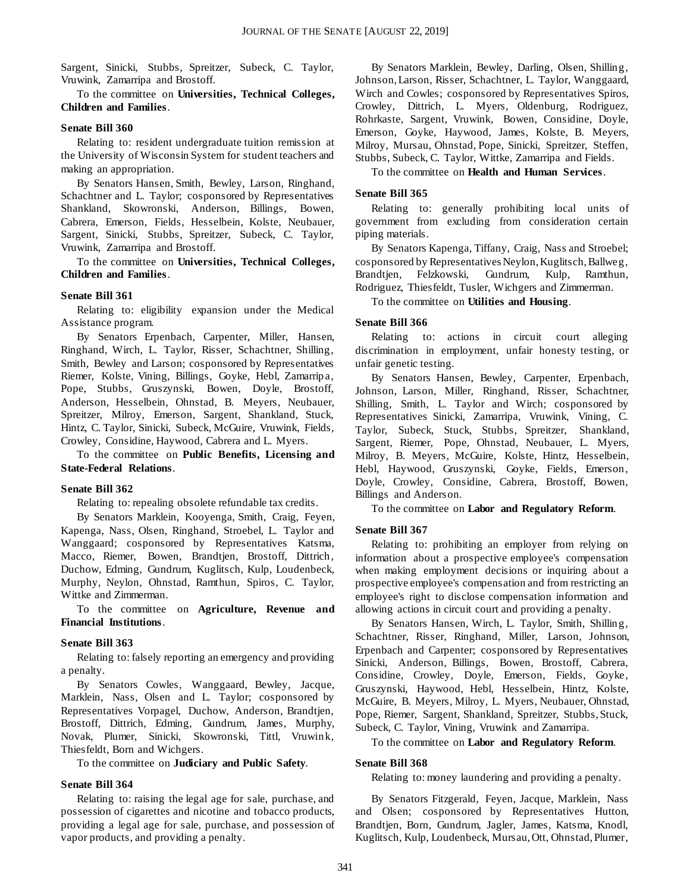Sargent, Sinicki, Stubbs, Spreitzer, Subeck, C. Taylor, Vruwink, Zamarripa and Brostoff.

To the committee on **Universities, Technical Colleges, Children and Families**.

**Senate Bill 360**

Relating to: resident undergraduate tuition remission at the University of Wisconsin System for student teachers and making an appropriation.

By Senators Hansen, Smith, Bewley, Larson, Ringhand, Schachtner and L. Taylor; cosponsored by Representatives Shankland, Skowronski, Anderson, Billings, Bowen, Cabrera, Emerson, Fields, Hesselbein, Kolste, Neubauer, Sargent, Sinicki, Stubbs, Spreitzer, Subeck, C. Taylor, Vruwink, Zamarripa and Brostoff.

To the committee on **Universities, Technical Colleges, Children and Families**.

**Senate Bill 361**

Relating to: eligibility expansion under the Medical Assistance program.

By Senators Erpenbach, Carpenter, Miller, Hansen, Ringhand, Wirch, L. Taylor, Risser, Schachtner, Shilling, Smith, Bewley and Larson; cosponsored by Representatives Riemer, Kolste, Vining, Billings, Goyke, Hebl, Zamarripa, Pope, Stubbs, Gruszynski, Bowen, Doyle, Brostoff, Anderson, Hesselbein, Ohnstad, B. Meyers, Neubauer, Spreitzer, Milroy, Emerson, Sargent, Shankland, Stuck, Hintz, C. Taylor, Sinicki, Subeck, McGuire, Vruwink, Fields, Crowley, Considine, Haywood, Cabrera and L. Myers.

To the committee on **Public Benefits, Licensing and State-Federal Relations**.

**Senate Bill 362**

Relating to: repealing obsolete refundable tax credits.

By Senators Marklein, Kooyenga, Smith, Craig, Feyen, Kapenga, Nass, Olsen, Ringhand, Stroebel, L. Taylor and Wanggaard; cosponsored by Representatives Katsma, Macco, Riemer, Bowen, Brandtjen, Brostoff, Dittrich, Duchow, Edming, Gundrum, Kuglitsch, Kulp, Loudenbeck, Murphy, Neylon, Ohnstad, Ramthun, Spiros, C. Taylor, Wittke and Zimmerman.

To the committee on **Agriculture, Revenue and Financial Institutions**.

**Senate Bill 363**

Relating to: falsely reporting an emergency and providing a penalty.

By Senators Cowles, Wanggaard, Bewley, Jacque, Marklein, Nass, Olsen and L. Taylor; cosponsored by Representatives Vorpagel, Duchow, Anderson, Brandtjen, Brostoff, Dittrich, Edming, Gundrum, James, Murphy, Novak, Plumer, Sinicki, Skowronski, Tittl, Vruwink, Thiesfeldt, Born and Wichgers.

To the committee on **Judiciary and Public Safety**.

**Senate Bill 364**

Relating to: raising the legal age for sale, purchase, and possession of cigarettes and nicotine and tobacco products, providing a legal age for sale, purchase, and possession of vapor products, and providing a penalty.

By Senators Marklein, Bewley, Darling, Olsen, Shilling, Johnson, Larson, Risser, Schachtner, L. Taylor, Wanggaard, Wirch and Cowles; cosponsored by Representatives Spiros, Crowley, Dittrich, L. Myers, Oldenburg, Rodriguez, Rohrkaste, Sargent, Vruwink, Bowen, Considine, Doyle, Emerson, Goyke, Haywood, James, Kolste, B. Meyers, Milroy, Mursau, Ohnstad, Pope, Sinicki, Spreitzer, Steffen, Stubbs, Subeck, C. Taylor, Wittke, Zamarripa and Fields.

To the committee on **Health and Human Services**.

**Senate Bill 365**

Relating to: generally prohibiting local units of government from excluding from consideration certain piping materials.

By Senators Kapenga, Tiffany, Craig, Nass and Stroebel; cosponsored by Representatives Neylon, Kuglitsch, Ballweg, Brandtjen, Felzkowski, Gundrum, Kulp, Ramthun, Rodriguez, Thiesfeldt, Tusler, Wichgers and Zimmerman.

To the committee on **Utilities and Housing**.

**Senate Bill 366**

Relating to: actions in circuit court alleging discrimination in employment, unfair honesty testing, or unfair genetic testing.

By Senators Hansen, Bewley, Carpenter, Erpenbach, Johnson, Larson, Miller, Ringhand, Risser, Schachtner, Shilling, Smith, L. Taylor and Wirch; cosponsored by Representatives Sinicki, Zamarripa, Vruwink, Vining, C. Taylor, Subeck, Stuck, Stubbs, Spreitzer, Shankland, Sargent, Riemer, Pope, Ohnstad, Neubauer, L. Myers, Milroy, B. Meyers, McGuire, Kolste, Hintz, Hesselbein, Hebl, Haywood, Gruszynski, Goyke, Fields, Emerson, Doyle, Crowley, Considine, Cabrera, Brostoff, Bowen, Billings and Anderson.

To the committee on **Labor and Regulatory Reform**.

**Senate Bill 367**

Relating to: prohibiting an employer from relying on information about a prospective employee's compensation when making employment decisions or inquiring about a prospective employee's compensation and from restricting an employee's right to disclose compensation information and allowing actions in circuit court and providing a penalty.

By Senators Hansen, Wirch, L. Taylor, Smith, Shilling, Schachtner, Risser, Ringhand, Miller, Larson, Johnson, Erpenbach and Carpenter; cosponsored by Representatives Sinicki, Anderson, Billings, Bowen, Brostoff, Cabrera, Considine, Crowley, Doyle, Emerson, Fields, Goyke, Gruszynski, Haywood, Hebl, Hesselbein, Hintz, Kolste, McGuire, B. Meyers, Milroy, L. Myers, Neubauer, Ohnstad, Pope, Riemer, Sargent, Shankland, Spreitzer, Stubbs, Stuck, Subeck, C. Taylor, Vining, Vruwink and Zamarripa.

To the committee on **Labor and Regulatory Reform**.

**Senate Bill 368**

Relating to: money laundering and providing a penalty.

By Senators Fitzgerald, Feyen, Jacque, Marklein, Nass and Olsen; cosponsored by Representatives Hutton, Brandtjen, Born, Gundrum, Jagler, James, Katsma, Knodl, Kuglitsch, Kulp, Loudenbeck, Mursau, Ott, Ohnstad, Plumer,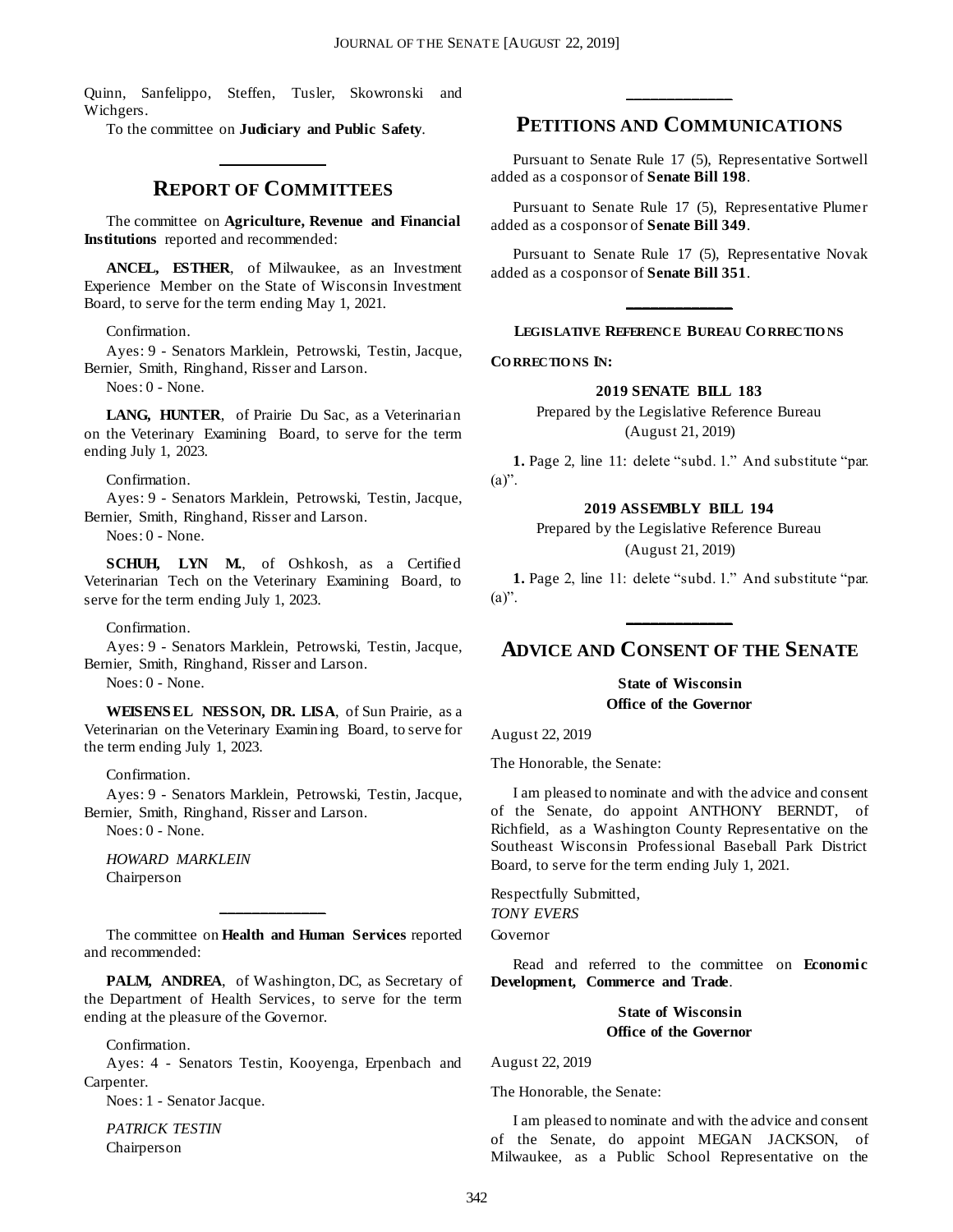Quinn, Sanfelippo, Steffen, Tusler, Skowronski and Wichgers.

To the committee on **Judiciary and Public Safety**.

---

## REPORT OF COMMITTEES

The committee on **Agriculture, Revenue and Financial Institutions** reported and recommended:

**ANCEL, ESTHER**, of Milwaukee, as an Investment Experience Member on the State of Wisconsin Investment Board, to serve for the term ending May 1, 2021.

Confirmation.

Ayes: 9 - Senators Marklein, Petrowski, Testin, Jacque, Bernier, Smith, Ringhand, Risser and Larson.

Noes: 0 - None.

**LANG, HUNTER**, of Prairie Du Sac, as a Veterinarian on the Veterinary Examining Board, to serve for the term ending July 1, 2023.

Confirmation.

Ayes: 9 - Senators Marklein, Petrowski, Testin, Jacque, Bernier, Smith, Ringhand, Risser and Larson.

Noes: 0 - None.

**SCHUH, LYN M.**, of Oshkosh, as a Certified Veterinarian Tech on the Veterinary Examining Board, to serve for the term ending July 1, 2023.

Confirmation.

Ayes: 9 - Senators Marklein, Petrowski, Testin, Jacque, Bernier, Smith, Ringhand, Risser and Larson.

Noes: 0 - None.

**WEISENSEL NESSON, DR. LISA**, of Sun Prairie, as a Veterinarian on the Veterinary Examining Board, to serve for the term ending July 1, 2023.

Confirmation.

Ayes: 9 - Senators Marklein, Petrowski, Testin, Jacque, Bernier, Smith, Ringhand, Risser and Larson.

Noes: 0 - None.

*HOWARD MARKLEIN*
Chairperson

---

The committee on **Health and Human Services** reported and recommended:

**PALM, ANDREA**, of Washington, DC, as Secretary of the Department of Health Services, to serve for the term ending at the pleasure of the Governor.

Confirmation.

Ayes: 4 - Senators Testin, Kooyenga, Erpenbach and Carpenter.

Noes: 1 - Senator Jacque.

*PATRICK TESTIN*
Chairperson

---

## PETITIONS AND COMMUNICATIONS

Pursuant to Senate Rule 17 (5), Representative Sortwell added as a cosponsor of **Senate Bill 198**.

Pursuant to Senate Rule 17 (5), Representative Plumer added as a cosponsor of **Senate Bill 349**.

Pursuant to Senate Rule 17 (5), Representative Novak added as a cosponsor of **Senate Bill 351**.

---

**LEGISLATIVE REFERENCE BUREAU CORRECTIONS**

**CORRECTIONS IN:**

**2019 SENATE BILL 183**

Prepared by the Legislative Reference Bureau
(August 21, 2019)

**1.** Page 2, line 11: delete "subd. 1." And substitute "par. (a)".

**2019 ASSEMBLY BILL 194**

Prepared by the Legislative Reference Bureau
(August 21, 2019)

**1.** Page 2, line 11: delete "subd. 1." And substitute "par. (a)".

---

## ADVICE AND CONSENT OF THE SENATE

**State of Wisconsin**
**Office of the Governor**

August 22, 2019

The Honorable, the Senate:

I am pleased to nominate and with the advice and consent of the Senate, do appoint ANTHONY BERNDT, of Richfield, as a Washington County Representative on the Southeast Wisconsin Professional Baseball Park District Board, to serve for the term ending July 1, 2021.

Respectfully Submitted,
*TONY EVERS*
Governor

Read and referred to the committee on **Economic Development, Commerce and Trade**.

**State of Wisconsin**
**Office of the Governor**

August 22, 2019

The Honorable, the Senate:

I am pleased to nominate and with the advice and consent of the Senate, do appoint MEGAN JACKSON, of Milwaukee, as a Public School Representative on the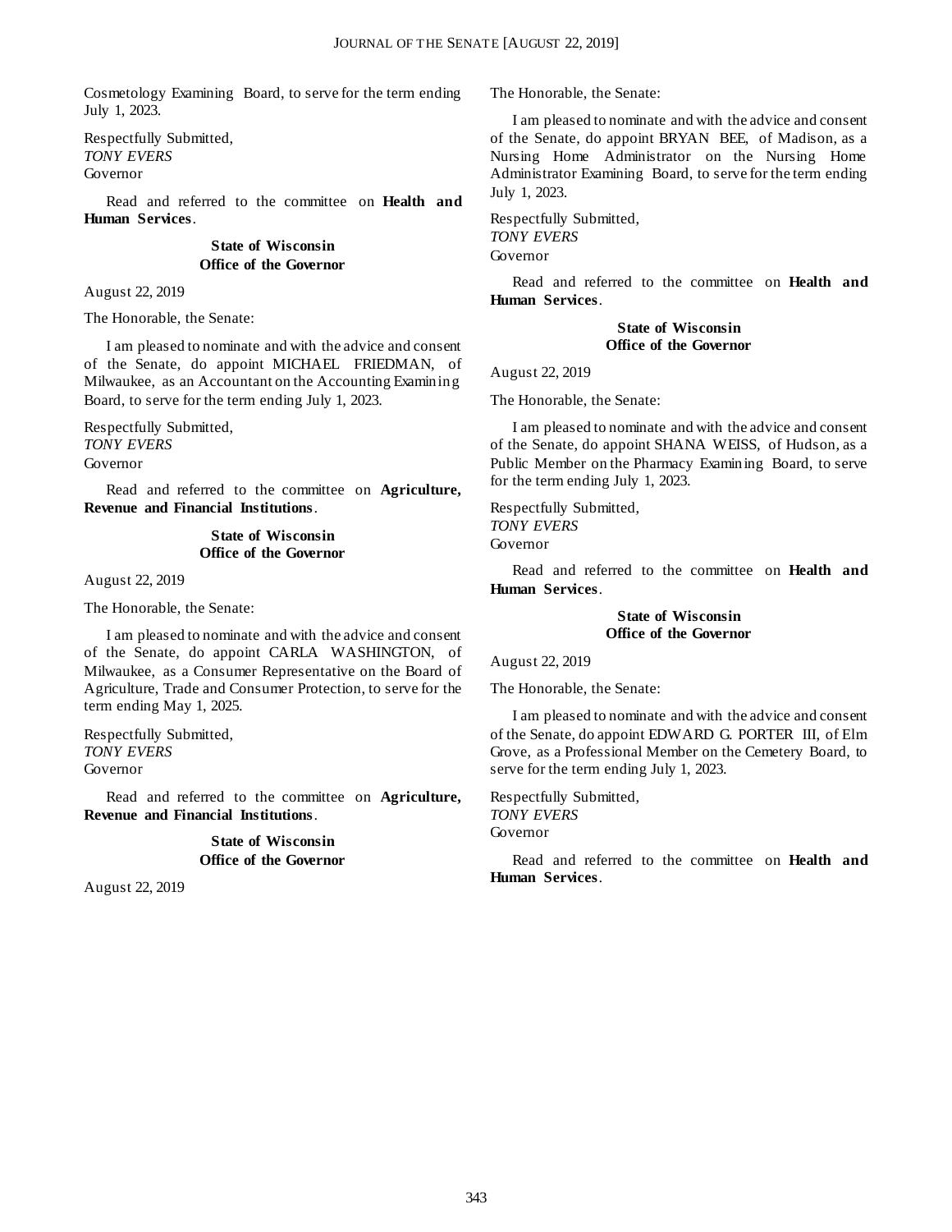Cosmetology Examining Board, to serve for the term ending July 1, 2023.

Respectfully Submitted,
*TONY EVERS*
Governor

Read and referred to the committee on **Health and Human Services**.

**State of Wisconsin**
**Office of the Governor**

August 22, 2019

The Honorable, the Senate:

I am pleased to nominate and with the advice and consent of the Senate, do appoint MICHAEL FRIEDMAN, of Milwaukee, as an Accountant on the Accounting Examining Board, to serve for the term ending July 1, 2023.

Respectfully Submitted,
*TONY EVERS*
Governor

Read and referred to the committee on **Agriculture, Revenue and Financial Institutions**.

**State of Wisconsin**
**Office of the Governor**

August 22, 2019

The Honorable, the Senate:

I am pleased to nominate and with the advice and consent of the Senate, do appoint CARLA WASHINGTON, of Milwaukee, as a Consumer Representative on the Board of Agriculture, Trade and Consumer Protection, to serve for the term ending May 1, 2025.

Respectfully Submitted,
*TONY EVERS*
Governor

Read and referred to the committee on **Agriculture, Revenue and Financial Institutions**.

**State of Wisconsin**
**Office of the Governor**

August 22, 2019

The Honorable, the Senate:

I am pleased to nominate and with the advice and consent of the Senate, do appoint BRYAN BEE, of Madison, as a Nursing Home Administrator on the Nursing Home Administrator Examining Board, to serve for the term ending July 1, 2023.

Respectfully Submitted,
*TONY EVERS*
Governor

Read and referred to the committee on **Health and Human Services**.

**State of Wisconsin**
**Office of the Governor**

August 22, 2019

The Honorable, the Senate:

I am pleased to nominate and with the advice and consent of the Senate, do appoint SHANA WEISS, of Hudson, as a Public Member on the Pharmacy Examining Board, to serve for the term ending July 1, 2023.

Respectfully Submitted,
*TONY EVERS*
Governor

Read and referred to the committee on **Health and Human Services**.

**State of Wisconsin**
**Office of the Governor**

August 22, 2019

The Honorable, the Senate:

I am pleased to nominate and with the advice and consent of the Senate, do appoint EDWARD G. PORTER III, of Elm Grove, as a Professional Member on the Cemetery Board, to serve for the term ending July 1, 2023.

Respectfully Submitted,
*TONY EVERS*
Governor

Read and referred to the committee on **Health and Human Services**.